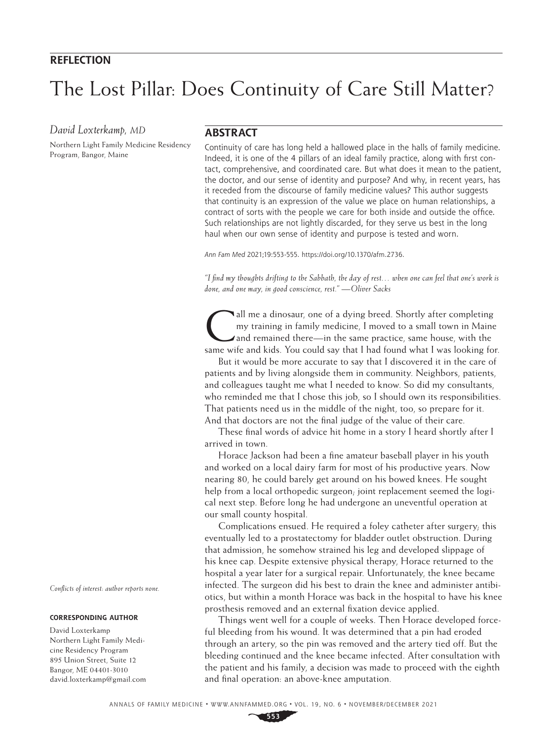**REFLECTION**

# The Lost Pillar: Does Continuity of Care Still Matter?

*David Loxterkamp, MD*

Northern Light Family Medicine Residency Program, Bangor, Maine

## ABSTRACT

Continuity of care has long held a hallowed place in the halls of family medicine. Indeed, it is one of the 4 pillars of an ideal family practice, along with first contact, comprehensive, and coordinated care. But what does it mean to the patient, the doctor, and our sense of identity and purpose? And why, in recent years, has it receded from the discourse of family medicine values? This author suggests that continuity is an expression of the value we place on human relationships, a contract of sorts with the people we care for both inside and outside the office. Such relationships are not lightly discarded, for they serve us best in the long haul when our own sense of identity and purpose is tested and worn.

*Ann Fam Med* 2021;19:553-555. https://doi.org/10.1370/afm.2736.

*"I find my thoughts drifting to the Sabbath, the day of rest… when one can feel that one's work is done, and one may, in good conscience, rest." —Oliver Sacks*

Call me a dinosaur, one of a dying breed. Shortly after completing my training in family medicine, I moved to a small town in Maine and remained there—in the same practice, same house, with the same wife and kids. You could say that I had found what I was looking for.

But it would be more accurate to say that I discovered it in the care of patients and by living alongside them in community. Neighbors, patients, and colleagues taught me what I needed to know. So did my consultants, who reminded me that I chose this job, so I should own its responsibilities. That patients need us in the middle of the night, too, so prepare for it. And that doctors are not the final judge of the value of their care.

These final words of advice hit home in a story I heard shortly after I arrived in town.

Horace Jackson had been a fine amateur baseball player in his youth and worked on a local dairy farm for most of his productive years. Now nearing 80, he could barely get around on his bowed knees. He sought help from a local orthopedic surgeon; joint replacement seemed the logical next step. Before long he had undergone an uneventful operation at our small county hospital.

Complications ensued. He required a foley catheter after surgery; this eventually led to a prostatectomy for bladder outlet obstruction. During that admission, he somehow strained his leg and developed slippage of his knee cap. Despite extensive physical therapy, Horace returned to the hospital a year later for a surgical repair. Unfortunately, the knee became infected. The surgeon did his best to drain the knee and administer antibiotics, but within a month Horace was back in the hospital to have his knee prosthesis removed and an external fixation device applied.

Things went well for a couple of weeks. Then Horace developed forceful bleeding from his wound. It was determined that a pin had eroded through an artery, so the pin was removed and the artery tied off. But the bleeding continued and the knee became infected. After consultation with the patient and his family, a decision was made to proceed with the eighth and final operation: an above-knee amputation.

*Conflicts of interest: author reports none.*

**CORRESPONDING AUTHOR**

David Loxterkamp
Northern Light Family Medicine Residency Program
895 Union Street, Suite 12
Bangor, ME 04401-3010
david.loxterkamp@gmail.com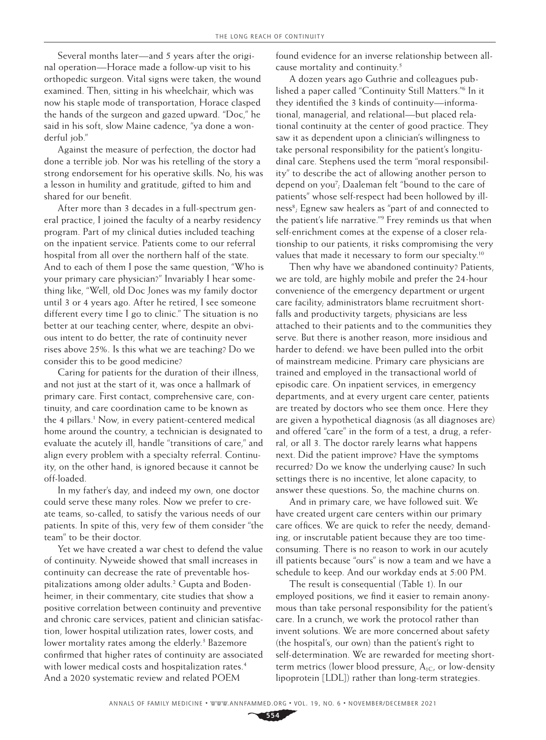Several months later—and 5 years after the original operation—Horace made a follow-up visit to his orthopedic surgeon. Vital signs were taken, the wound examined. Then, sitting in his wheelchair, which was now his staple mode of transportation, Horace clasped the hands of the surgeon and gazed upward. "Doc," he said in his soft, slow Maine cadence, "ya done a wonderful job."

Against the measure of perfection, the doctor had done a terrible job. Nor was his retelling of the story a strong endorsement for his operative skills. No, his was a lesson in humility and gratitude, gifted to him and shared for our benefit.

After more than 3 decades in a full-spectrum general practice, I joined the faculty of a nearby residency program. Part of my clinical duties included teaching on the inpatient service. Patients come to our referral hospital from all over the northern half of the state. And to each of them I pose the same question, "Who is your primary care physician?" Invariably I hear something like, "Well, old Doc Jones was my family doctor until 3 or 4 years ago. After he retired, I see someone different every time I go to clinic." The situation is no better at our teaching center, where, despite an obvious intent to do better, the rate of continuity never rises above 25%. Is this what we are teaching? Do we consider this to be good medicine?

Caring for patients for the duration of their illness, and not just at the start of it, was once a hallmark of primary care. First contact, comprehensive care, continuity, and care coordination came to be known as the 4 pillars.[1] Now, in every patient-centered medical home around the country, a technician is designated to evaluate the acutely ill, handle "transitions of care," and align every problem with a specialty referral. Continuity, on the other hand, is ignored because it cannot be off-loaded.

In my father's day, and indeed my own, one doctor could serve these many roles. Now we prefer to create teams, so-called, to satisfy the various needs of our patients. In spite of this, very few of them consider "the team" to be their doctor.

Yet we have created a war chest to defend the value of continuity. Nyweide showed that small increases in continuity can decrease the rate of preventable hospitalizations among older adults.[2] Gupta and Bodenheimer, in their commentary, cite studies that show a positive correlation between continuity and preventive and chronic care services, patient and clinician satisfaction, lower hospital utilization rates, lower costs, and lower mortality rates among the elderly.[3] Bazemore confirmed that higher rates of continuity are associated with lower medical costs and hospitalization rates.[4] And a 2020 systematic review and related POEM found evidence for an inverse relationship between all-cause mortality and continuity.[5]

A dozen years ago Guthrie and colleagues published a paper called "Continuity Still Matters."[6] In it they identified the 3 kinds of continuity—informational, managerial, and relational—but placed relational continuity at the center of good practice. They saw it as dependent upon a clinician's willingness to take personal responsibility for the patient's longitudinal care. Stephens used the term "moral responsibility" to describe the act of allowing another person to depend on you[7]; Daaleman felt "bound to the care of patients" whose self-respect had been hollowed by illness[8]; Egnew saw healers as "part of and connected to the patient's life narrative."[9] Frey reminds us that when self-enrichment comes at the expense of a closer relationship to our patients, it risks compromising the very values that made it necessary to form our specialty.[10]

Then why have we abandoned continuity? Patients, we are told, are highly mobile and prefer the 24-hour convenience of the emergency department or urgent care facility; administrators blame recruitment shortfalls and productivity targets; physicians are less attached to their patients and to the communities they serve. But there is another reason, more insidious and harder to defend: we have been pulled into the orbit of mainstream medicine. Primary care physicians are trained and employed in the transactional world of episodic care. On inpatient services, in emergency departments, and at every urgent care center, patients are treated by doctors who see them once. Here they are given a hypothetical diagnosis (as all diagnoses are) and offered "care" in the form of a test, a drug, a referral, or all 3. The doctor rarely learns what happens next. Did the patient improve? Have the symptoms recurred? Do we know the underlying cause? In such settings there is no incentive, let alone capacity, to answer these questions. So, the machine churns on.

And in primary care, we have followed suit. We have created urgent care centers within our primary care offices. We are quick to refer the needy, demanding, or inscrutable patient because they are too time-consuming. There is no reason to work in our acutely ill patients because "ours" is now a team and we have a schedule to keep. And our workday ends at 5:00 PM.

The result is consequential (Table 1). In our employed positions, we find it easier to remain anonymous than take personal responsibility for the patient's care. In a crunch, we work the protocol rather than invent solutions. We are more concerned about safety (the hospital's, our own) than the patient's right to self-determination. We are rewarded for meeting short-term metrics (lower blood pressure, $A_{1C}$, or low-density lipoprotein [LDL]) rather than long-term strategies.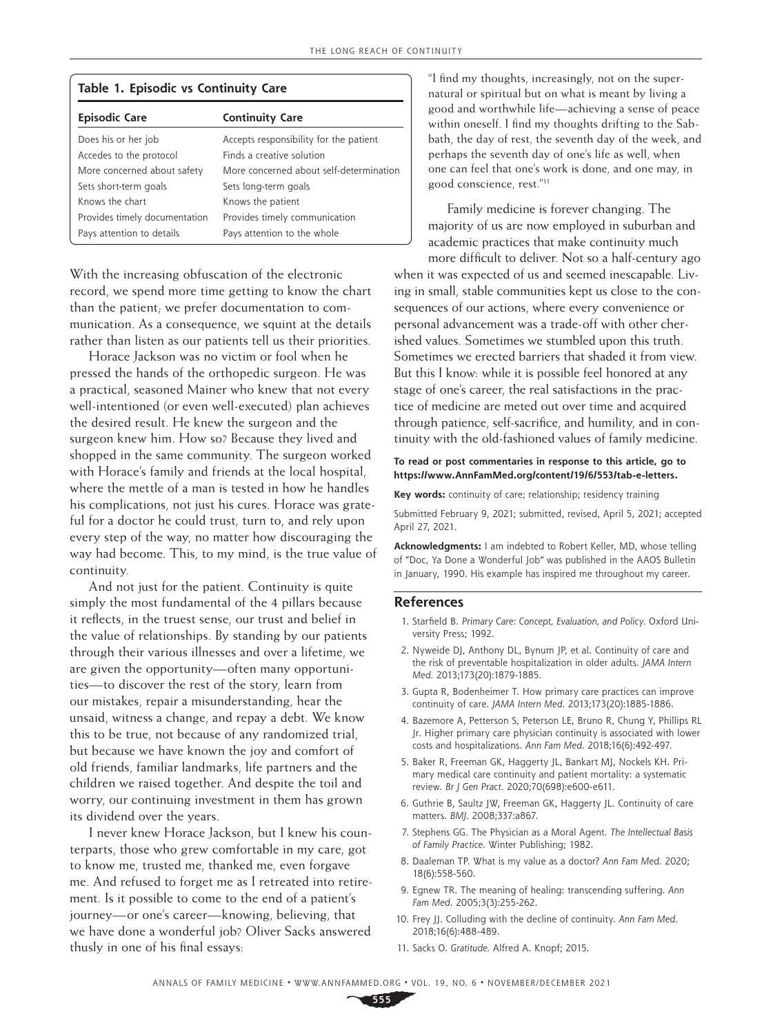**Table 1. Episodic vs Continuity Care**

| Episodic Care | Continuity Care |
| --- | --- |
| Does his or her job | Accepts responsibility for the patient |
| Accedes to the protocol | Finds a creative solution |
| More concerned about safety | More concerned about self-determination |
| Sets short-term goals | Sets long-term goals |
| Knows the chart | Knows the patient |
| Provides timely documentation | Provides timely communication |
| Pays attention to details | Pays attention to the whole |

With the increasing obfuscation of the electronic record, we spend more time getting to know the chart than the patient; we prefer documentation to communication. As a consequence, we squint at the details rather than listen as our patients tell us their priorities.

Horace Jackson was no victim or fool when he pressed the hands of the orthopedic surgeon. He was a practical, seasoned Mainer who knew that not every well-intentioned (or even well-executed) plan achieves the desired result. He knew the surgeon and the surgeon knew him. How so? Because they lived and shopped in the same community. The surgeon worked with Horace's family and friends at the local hospital, where the mettle of a man is tested in how he handles his complications, not just his cures. Horace was grateful for a doctor he could trust, turn to, and rely upon every step of the way, no matter how discouraging the way had become. This, to my mind, is the true value of continuity.

And not just for the patient. Continuity is quite simply the most fundamental of the 4 pillars because it reflects, in the truest sense, our trust and belief in the value of relationships. By standing by our patients through their various illnesses and over a lifetime, we are given the opportunity—often many opportunities—to discover the rest of the story, learn from our mistakes, repair a misunderstanding, hear the unsaid, witness a change, and repay a debt. We know this to be true, not because of any randomized trial, but because we have known the joy and comfort of old friends, familiar landmarks, life partners and the children we raised together. And despite the toil and worry, our continuing investment in them has grown its dividend over the years.

I never knew Horace Jackson, but I knew his counterparts, those who grew comfortable in my care, got to know me, trusted me, thanked me, even forgave me. And refused to forget me as I retreated into retirement. Is it possible to come to the end of a patient's journey—or one's career—knowing, believing, that we have done a wonderful job? Oliver Sacks answered thusly in one of his final essays:

"I find my thoughts, increasingly, not on the supernatural or spiritual but on what is meant by living a good and worthwhile life—achieving a sense of peace within oneself. I find my thoughts drifting to the Sabbath, the day of rest, the seventh day of the week, and perhaps the seventh day of one's life as well, when one can feel that one's work is done, and one may, in good conscience, rest."[11]

Family medicine is forever changing. The majority of us are now employed in suburban and academic practices that make continuity much more difficult to deliver. Not so a half-century ago when it was expected of us and seemed inescapable. Living in small, stable communities kept us close to the consequences of our actions, where every convenience or personal advancement was a trade-off with other cherished values. Sometimes we stumbled upon this truth. Sometimes we erected barriers that shaded it from view. But this I know: while it is possible feel honored at any stage of one's career, the real satisfactions in the practice of medicine are meted out over time and acquired through patience, self-sacrifice, and humility, and in continuity with the old-fashioned values of family medicine.

**To read or post commentaries in response to this article, go to https://www.AnnFamMed.org/content/19/6/553/tab-e-letters.**

**Key words:** continuity of care; relationship; residency training

Submitted February 9, 2021; submitted, revised, April 5, 2021; accepted April 27, 2021.

**Acknowledgments:** I am indebted to Robert Keller, MD, whose telling of "Doc, Ya Done a Wonderful Job" was published in the AAOS Bulletin in January, 1990. His example has inspired me throughout my career.

## References

1. Starfield B. *Primary Care: Concept, Evaluation, and Policy.* Oxford University Press; 1992.
2. Nyweide DJ, Anthony DL, Bynum JP, et al. Continuity of care and the risk of preventable hospitalization in older adults. *JAMA Intern Med.* 2013;173(20):1879-1885.
3. Gupta R, Bodenheimer T. How primary care practices can improve continuity of care. *JAMA Intern Med.* 2013;173(20):1885-1886.
4. Bazemore A, Petterson S, Peterson LE, Bruno R, Chung Y, Phillips RL Jr. Higher primary care physician continuity is associated with lower costs and hospitalizations. *Ann Fam Med.* 2018;16(6):492-497.
5. Baker R, Freeman GK, Haggerty JL, Bankart MJ, Nockels KH. Primary medical care continuity and patient mortality: a systematic review. *Br J Gen Pract.* 2020;70(698):e600-e611.
6. Guthrie B, Saultz JW, Freeman GK, Haggerty JL. Continuity of care matters. *BMJ.* 2008;337:a867.
7. Stephens GG. The Physician as a Moral Agent. *The Intellectual Basis of Family Practice.* Winter Publishing; 1982.
8. Daaleman TP. What is my value as a doctor? *Ann Fam Med.* 2020; 18(6):558-560.
9. Egnew TR. The meaning of healing: transcending suffering. *Ann Fam Med.* 2005;3(3):255-262.
10. Frey JJ. Colluding with the decline of continuity. *Ann Fam Med.* 2018;16(6):488-489.
11. Sacks O. *Gratitude.* Alfred A. Knopf; 2015.